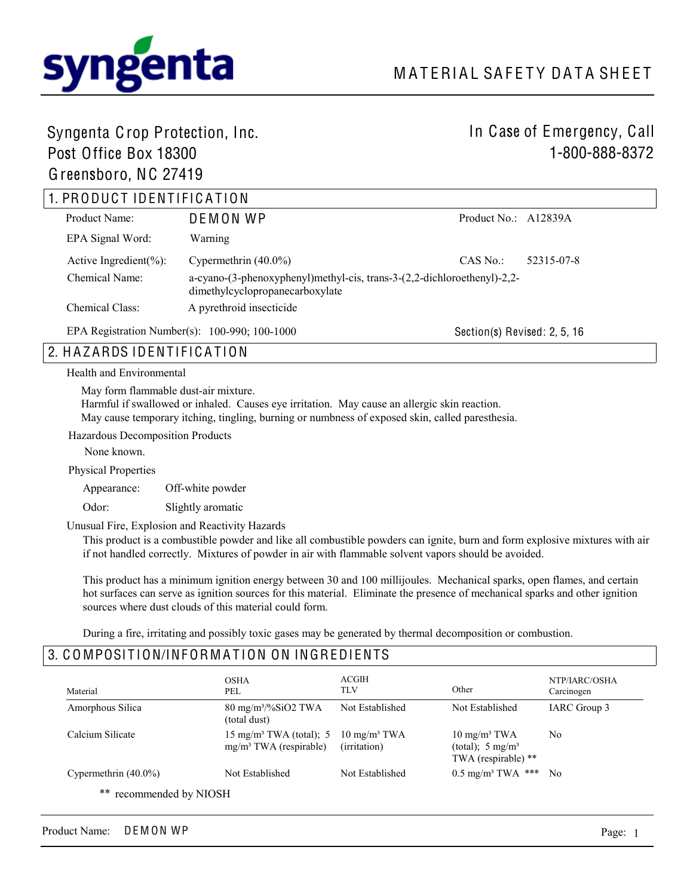syngenta

# MATERIAL SAFETY DATA SHEET

Syngenta Crop Protection, Inc.
Post Office Box 18300
Greensboro, NC 27419

In Case of Emergency, Call
1-800-888-8372

## 1. PRODUCT IDENTIFICATION

| | | | |
|---|---|---|---|
| Product Name: | DEMON WP | Product No.: | A12839A |
| EPA Signal Word: | Warning | | |
| Active Ingredient(%): | Cypermethrin (40.0%) | CAS No.: | 52315-07-8 |
| Chemical Name: | a-cyano-(3-phenoxyphenyl)methyl-cis, trans-3-(2,2-dichloroethenyl)-2,2-dimethylcyclopropanecarboxylate | | |
| Chemical Class: | A pyrethroid insecticide | | |

EPA Registration Number(s): 100-990; 100-1000

Section(s) Revised: 2, 5, 16

## 2. HAZARDS IDENTIFICATION

Health and Environmental

May form flammable dust-air mixture.
Harmful if swallowed or inhaled. Causes eye irritation. May cause an allergic skin reaction.
May cause temporary itching, tingling, burning or numbness of exposed skin, called paresthesia.

Hazardous Decomposition Products

None known.

Physical Properties

Appearance: Off-white powder

Odor: Slightly aromatic

Unusual Fire, Explosion and Reactivity Hazards

This product is a combustible powder and like all combustible powders can ignite, burn and form explosive mixtures with air if not handled correctly. Mixtures of powder in air with flammable solvent vapors should be avoided.

This product has a minimum ignition energy between 30 and 100 millijoules. Mechanical sparks, open flames, and certain hot surfaces can serve as ignition sources for this material. Eliminate the presence of mechanical sparks and other ignition sources where dust clouds of this material could form.

During a fire, irritating and possibly toxic gases may be generated by thermal decomposition or combustion.

## 3. COMPOSITION/INFORMATION ON INGREDIENTS

| Material | OSHA PEL | ACGIH TLV | Other | NTP/IARC/OSHA Carcinogen |
|---|---|---|---|---|
| Amorphous Silica | 80 mg/m³/%SiO2 TWA (total dust) | Not Established | Not Established | IARC Group 3 |
| Calcium Silicate | 15 mg/m³ TWA (total); 5 mg/m³ TWA (respirable) | 10 mg/m³ TWA (irritation) | 10 mg/m³ TWA (total); 5 mg/m³ TWA (respirable) ** | No |
| Cypermethrin (40.0%) | Not Established | Not Established | 0.5 mg/m³ TWA *** | No |

** recommended by NIOSH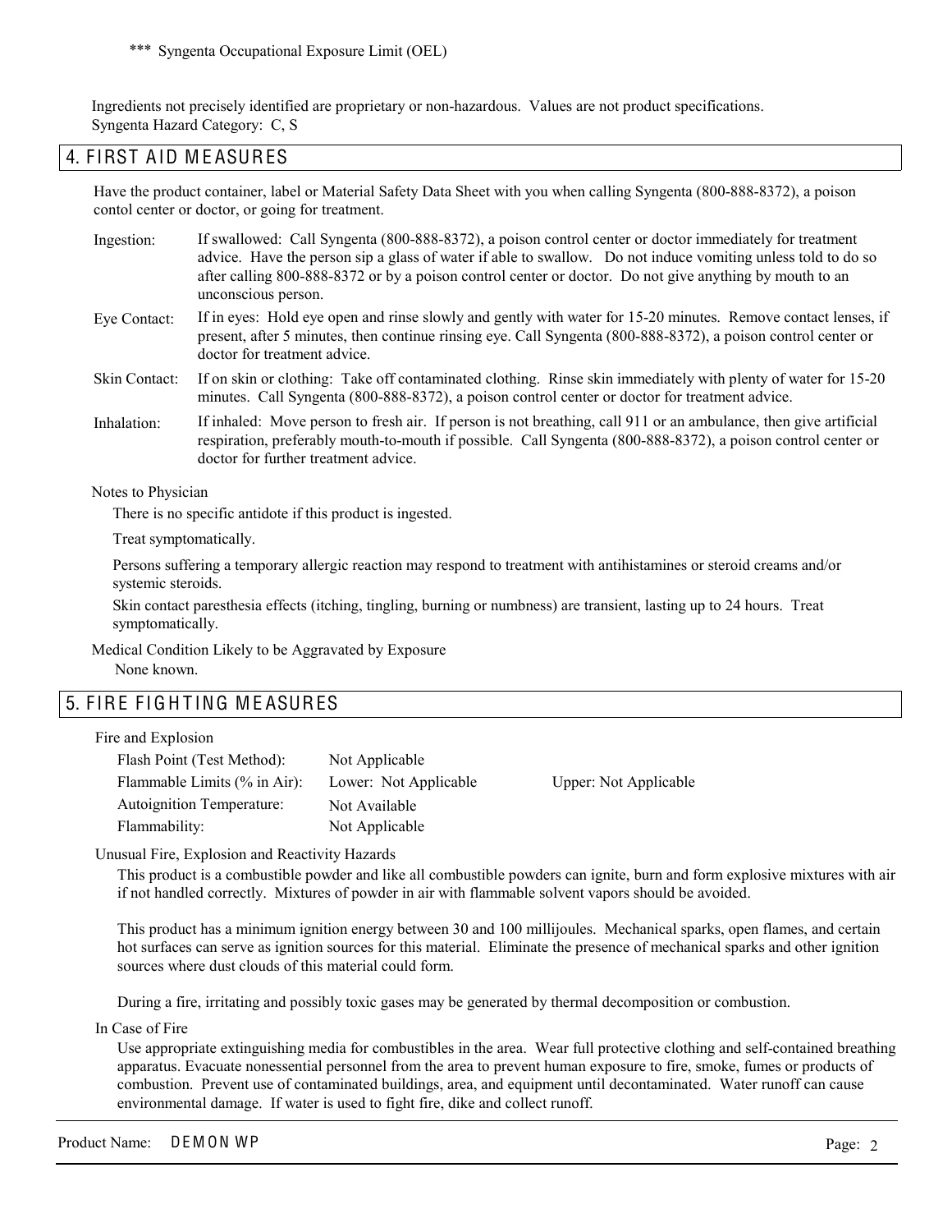*** Syngenta Occupational Exposure Limit (OEL)

Ingredients not precisely identified are proprietary or non-hazardous. Values are not product specifications.
Syngenta Hazard Category: C, S

## 4. FIRST AID MEASURES

Have the product container, label or Material Safety Data Sheet with you when calling Syngenta (800-888-8372), a poison contol center or doctor, or going for treatment.

| | |
|---|---|
| Ingestion: | If swallowed: Call Syngenta (800-888-8372), a poison control center or doctor immediately for treatment advice. Have the person sip a glass of water if able to swallow. Do not induce vomiting unless told to do so after calling 800-888-8372 or by a poison control center or doctor. Do not give anything by mouth to an unconscious person. |
| Eye Contact: | If in eyes: Hold eye open and rinse slowly and gently with water for 15-20 minutes. Remove contact lenses, if present, after 5 minutes, then continue rinsing eye. Call Syngenta (800-888-8372), a poison control center or doctor for treatment advice. |
| Skin Contact: | If on skin or clothing: Take off contaminated clothing. Rinse skin immediately with plenty of water for 15-20 minutes. Call Syngenta (800-888-8372), a poison control center or doctor for treatment advice. |
| Inhalation: | If inhaled: Move person to fresh air. If person is not breathing, call 911 or an ambulance, then give artificial respiration, preferably mouth-to-mouth if possible. Call Syngenta (800-888-8372), a poison control center or doctor for further treatment advice. |

Notes to Physician

There is no specific antidote if this product is ingested.

Treat symptomatically.

Persons suffering a temporary allergic reaction may respond to treatment with antihistamines or steroid creams and/or systemic steroids.

Skin contact paresthesia effects (itching, tingling, burning or numbness) are transient, lasting up to 24 hours. Treat symptomatically.

Medical Condition Likely to be Aggravated by Exposure

None known.

## 5. FIRE FIGHTING MEASURES

Fire and Explosion

| | | |
|---|---|---|
| Flash Point (Test Method): | Not Applicable | |
| Flammable Limits (% in Air): | Lower: Not Applicable | Upper: Not Applicable |
| Autoignition Temperature: | Not Available | |
| Flammability: | Not Applicable | |

Unusual Fire, Explosion and Reactivity Hazards

This product is a combustible powder and like all combustible powders can ignite, burn and form explosive mixtures with air if not handled correctly. Mixtures of powder in air with flammable solvent vapors should be avoided.

This product has a minimum ignition energy between 30 and 100 millijoules. Mechanical sparks, open flames, and certain hot surfaces can serve as ignition sources for this material. Eliminate the presence of mechanical sparks and other ignition sources where dust clouds of this material could form.

During a fire, irritating and possibly toxic gases may be generated by thermal decomposition or combustion.

In Case of Fire

Use appropriate extinguishing media for combustibles in the area. Wear full protective clothing and self-contained breathing apparatus. Evacuate nonessential personnel from the area to prevent human exposure to fire, smoke, fumes or products of combustion. Prevent use of contaminated buildings, area, and equipment until decontaminated. Water runoff can cause environmental damage. If water is used to fight fire, dike and collect runoff.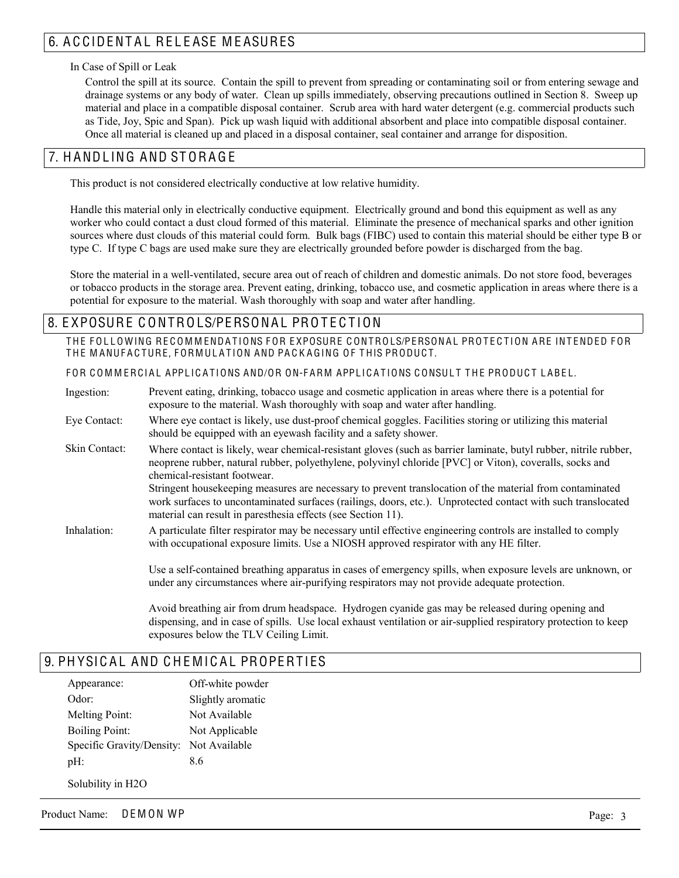## 6. ACCIDENTAL RELEASE MEASURES

In Case of Spill or Leak

Control the spill at its source. Contain the spill to prevent from spreading or contaminating soil or from entering sewage and drainage systems or any body of water. Clean up spills immediately, observing precautions outlined in Section 8. Sweep up material and place in a compatible disposal container. Scrub area with hard water detergent (e.g. commercial products such as Tide, Joy, Spic and Span). Pick up wash liquid with additional absorbent and place into compatible disposal container. Once all material is cleaned up and placed in a disposal container, seal container and arrange for disposition.

## 7. HANDLING AND STORAGE

This product is not considered electrically conductive at low relative humidity.

Handle this material only in electrically conductive equipment. Electrically ground and bond this equipment as well as any worker who could contact a dust cloud formed of this material. Eliminate the presence of mechanical sparks and other ignition sources where dust clouds of this material could form. Bulk bags (FIBC) used to contain this material should be either type B or type C. If type C bags are used make sure they are electrically grounded before powder is discharged from the bag.

Store the material in a well-ventilated, secure area out of reach of children and domestic animals. Do not store food, beverages or tobacco products in the storage area. Prevent eating, drinking, tobacco use, and cosmetic application in areas where there is a potential for exposure to the material. Wash thoroughly with soap and water after handling.

## 8. EXPOSURE CONTROLS/PERSONAL PROTECTION

THE FOLLOWING RECOMMENDATIONS FOR EXPOSURE CONTROLS/PERSONAL PROTECTION ARE INTENDED FOR THE MANUFACTURE, FORMULATION AND PACKAGING OF THIS PRODUCT.

FOR COMMERCIAL APPLICATIONS AND/OR ON-FARM APPLICATIONS CONSULT THE PRODUCT LABEL.

**Ingestion:** Prevent eating, drinking, tobacco usage and cosmetic application in areas where there is a potential for exposure to the material. Wash thoroughly with soap and water after handling.

**Eye Contact:** Where eye contact is likely, use dust-proof chemical goggles. Facilities storing or utilizing this material should be equipped with an eyewash facility and a safety shower.

**Skin Contact:** Where contact is likely, wear chemical-resistant gloves (such as barrier laminate, butyl rubber, nitrile rubber, neoprene rubber, natural rubber, polyethylene, polyvinyl chloride [PVC] or Viton), coveralls, socks and chemical-resistant footwear.
Stringent housekeeping measures are necessary to prevent translocation of the material from contaminated work surfaces to uncontaminated surfaces (railings, doors, etc.). Unprotected contact with such translocated material can result in paresthesia effects (see Section 11).

**Inhalation:** A particulate filter respirator may be necessary until effective engineering controls are installed to comply with occupational exposure limits. Use a NIOSH approved respirator with any HE filter.

Use a self-contained breathing apparatus in cases of emergency spills, when exposure levels are unknown, or under any circumstances where air-purifying respirators may not provide adequate protection.

Avoid breathing air from drum headspace. Hydrogen cyanide gas may be released during opening and dispensing, and in case of spills. Use local exhaust ventilation or air-supplied respiratory protection to keep exposures below the TLV Ceiling Limit.

## 9. PHYSICAL AND CHEMICAL PROPERTIES

| | |
|---|---|
| Appearance: | Off-white powder |
| Odor: | Slightly aromatic |
| Melting Point: | Not Available |
| Boiling Point: | Not Applicable |
| Specific Gravity/Density: | Not Available |
| pH: | 8.6 |

Solubility in H2O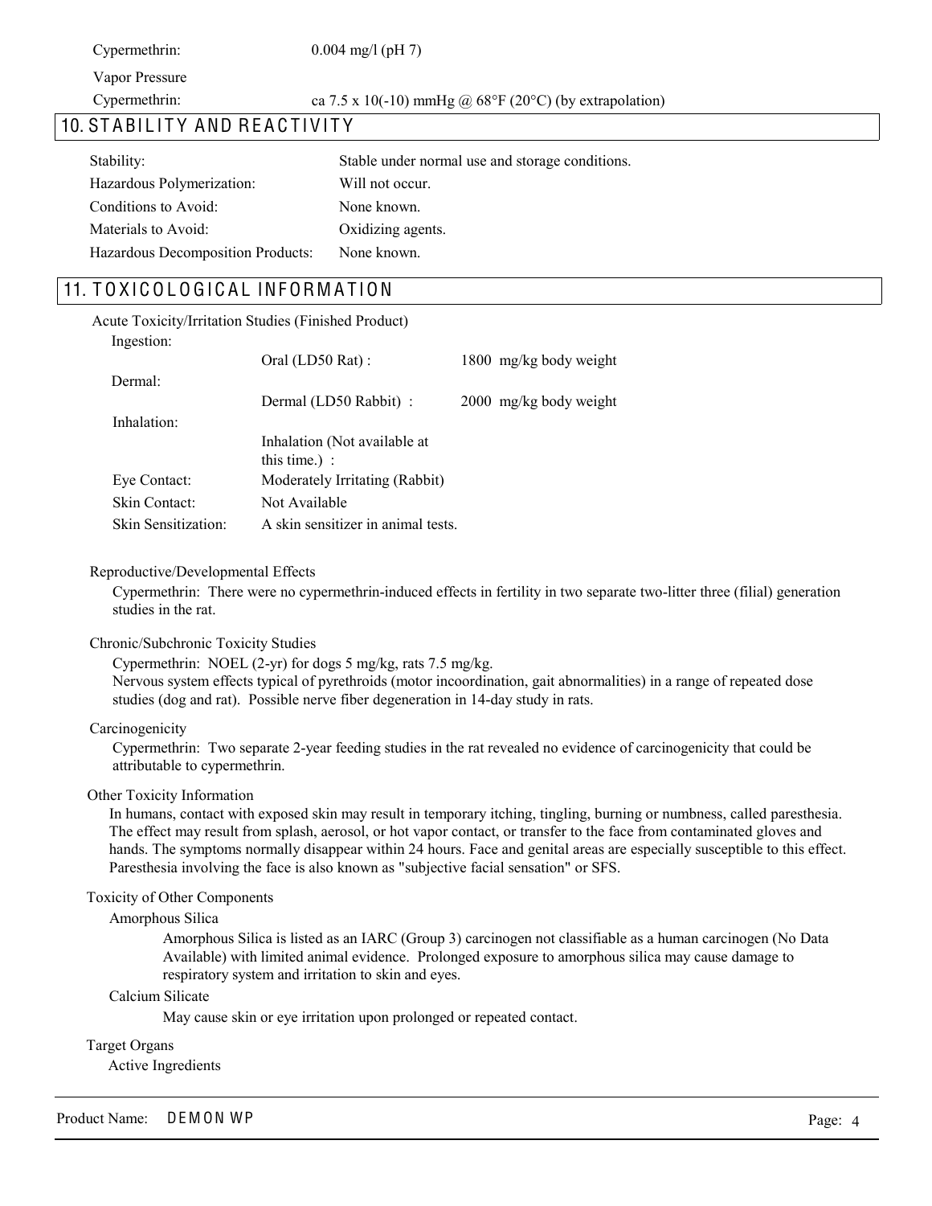Cypermethrin: 0.004 mg/l (pH 7)

Vapor Pressure

Cypermethrin: ca $7.5 \times 10^{-10}$ mmHg @ 68°F (20°C) (by extrapolation)

## 10. STABILITY AND REACTIVITY

| | |
|---|---|
| Stability: | Stable under normal use and storage conditions. |
| Hazardous Polymerization: | Will not occur. |
| Conditions to Avoid: | None known. |
| Materials to Avoid: | Oxidizing agents. |
| Hazardous Decomposition Products: | None known. |

## 11. TOXICOLOGICAL INFORMATION

Acute Toxicity/Irritation Studies (Finished Product)

| | | |
|---|---|---|
| Ingestion: | | |
| | Oral (LD50 Rat) : | 1800 mg/kg body weight |
| Dermal: | | |
| | Dermal (LD50 Rabbit) : | 2000 mg/kg body weight |
| Inhalation: | | |
| | Inhalation (Not available at this time.) : | |
| Eye Contact: | Moderately Irritating (Rabbit) | |
| Skin Contact: | Not Available | |
| Skin Sensitization: | A skin sensitizer in animal tests. | |

Reproductive/Developmental Effects

Cypermethrin: There were no cypermethrin-induced effects in fertility in two separate two-litter three (filial) generation studies in the rat.

Chronic/Subchronic Toxicity Studies

Cypermethrin: NOEL (2-yr) for dogs 5 mg/kg, rats 7.5 mg/kg.
Nervous system effects typical of pyrethroids (motor incoordination, gait abnormalities) in a range of repeated dose studies (dog and rat). Possible nerve fiber degeneration in 14-day study in rats.

Carcinogenicity

Cypermethrin: Two separate 2-year feeding studies in the rat revealed no evidence of carcinogenicity that could be attributable to cypermethrin.

Other Toxicity Information

In humans, contact with exposed skin may result in temporary itching, tingling, burning or numbness, called paresthesia. The effect may result from splash, aerosol, or hot vapor contact, or transfer to the face from contaminated gloves and hands. The symptoms normally disappear within 24 hours. Face and genital areas are especially susceptible to this effect. Paresthesia involving the face is also known as "subjective facial sensation" or SFS.

Toxicity of Other Components

Amorphous Silica

Amorphous Silica is listed as an IARC (Group 3) carcinogen not classifiable as a human carcinogen (No Data Available) with limited animal evidence. Prolonged exposure to amorphous silica may cause damage to respiratory system and irritation to skin and eyes.

Calcium Silicate

May cause skin or eye irritation upon prolonged or repeated contact.

Target Organs

Active Ingredients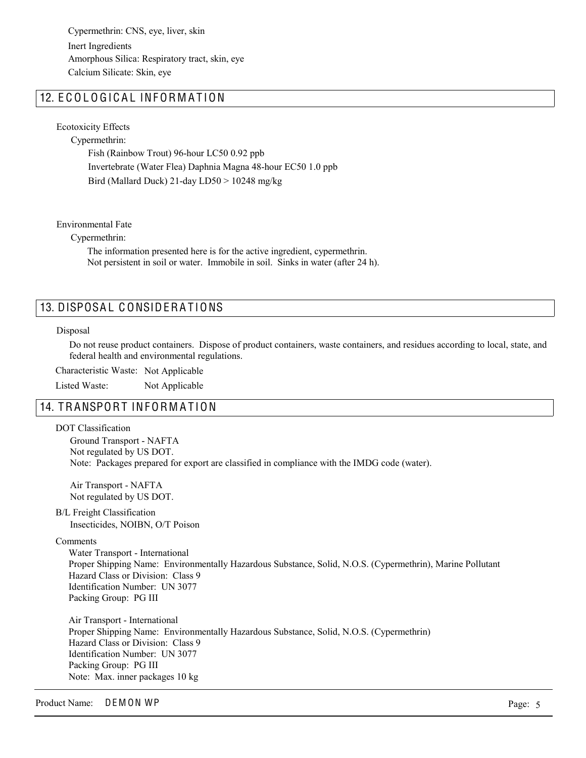Cypermethrin: CNS, eye, liver, skin

Inert Ingredients

Amorphous Silica: Respiratory tract, skin, eye

Calcium Silicate: Skin, eye

## 12. ECOLOGICAL INFORMATION

Ecotoxicity Effects

Cypermethrin:

Fish (Rainbow Trout) 96-hour LC50 0.92 ppb

Invertebrate (Water Flea) Daphnia Magna 48-hour EC50 1.0 ppb

Bird (Mallard Duck) 21-day LD50 > 10248 mg/kg

Environmental Fate

Cypermethrin:

The information presented here is for the active ingredient, cypermethrin.
Not persistent in soil or water. Immobile in soil. Sinks in water (after 24 h).

## 13. DISPOSAL CONSIDERATIONS

Disposal

Do not reuse product containers. Dispose of product containers, waste containers, and residues according to local, state, and federal health and environmental regulations.

Characteristic Waste: Not Applicable

Listed Waste: Not Applicable

## 14. TRANSPORT INFORMATION

DOT Classification

Ground Transport - NAFTA
Not regulated by US DOT.
Note: Packages prepared for export are classified in compliance with the IMDG code (water).

Air Transport - NAFTA
Not regulated by US DOT.

B/L Freight Classification

Insecticides, NOIBN, O/T Poison

Comments

Water Transport - International
Proper Shipping Name: Environmentally Hazardous Substance, Solid, N.O.S. (Cypermethrin), Marine Pollutant
Hazard Class or Division: Class 9
Identification Number: UN 3077
Packing Group: PG III

Air Transport - International
Proper Shipping Name: Environmentally Hazardous Substance, Solid, N.O.S. (Cypermethrin)
Hazard Class or Division: Class 9
Identification Number: UN 3077
Packing Group: PG III
Note: Max. inner packages 10 kg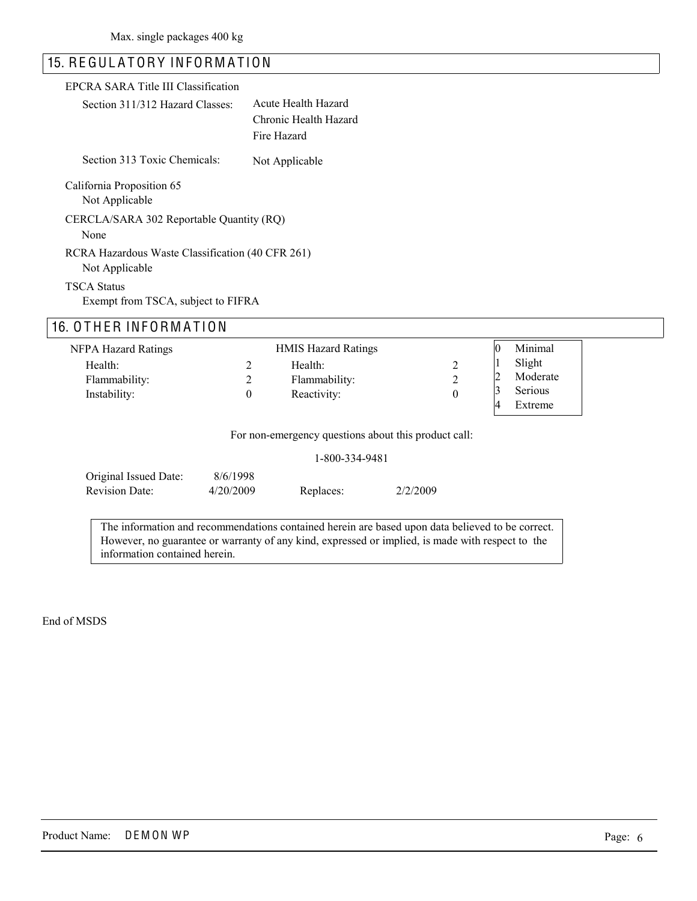Max. single packages 400 kg

## 15. REGULATORY INFORMATION

EPCRA SARA Title III Classification

Section 311/312 Hazard Classes: Acute Health Hazard
Chronic Health Hazard
Fire Hazard

Section 313 Toxic Chemicals: Not Applicable

California Proposition 65
Not Applicable

CERCLA/SARA 302 Reportable Quantity (RQ)
None

RCRA Hazardous Waste Classification (40 CFR 261)
Not Applicable

TSCA Status
Exempt from TSCA, subject to FIFRA

## 16. OTHER INFORMATION

| NFPA Hazard Ratings | | HMIS Hazard Ratings | | | |
|---|---|---|---|---|---|
| Health: | 2 | Health: | 2 | 0 | Minimal |
| Flammability: | 2 | Flammability: | 2 | 1 | Slight |
| Instability: | 0 | Reactivity: | 0 | 2 | Moderate |
| | | | | 3 | Serious |
| | | | | 4 | Extreme |

For non-emergency questions about this product call:

1-800-334-9481

| | | | |
|---|---|---|---|
| Original Issued Date: | 8/6/1998 | | |
| Revision Date: | 4/20/2009 | Replaces: | 2/2/2009 |

The information and recommendations contained herein are based upon data believed to be correct. However, no guarantee or warranty of any kind, expressed or implied, is made with respect to the information contained herein.

End of MSDS

Product Name: DEMON WP